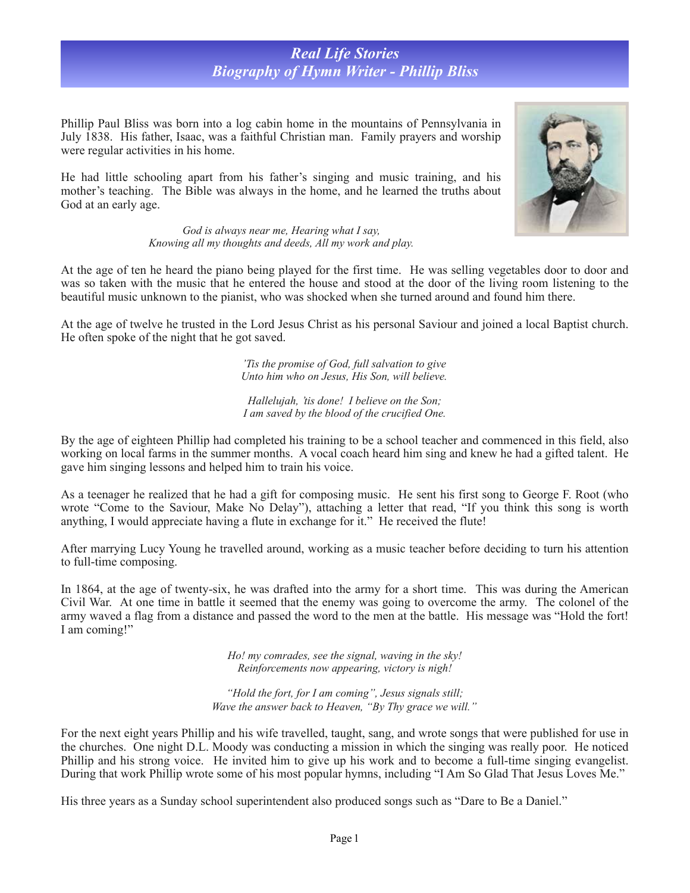# *Real Life Stories*
## *Biography of Hymn Writer - Phillip Bliss*

Phillip Paul Bliss was born into a log cabin home in the mountains of Pennsylvania in July 1838. His father, Isaac, was a faithful Christian man. Family prayers and worship were regular activities in his home.

He had little schooling apart from his father's singing and music training, and his mother's teaching. The Bible was always in the home, and he learned the truths about God at an early age.

*God is always near me, Hearing what I say,*
*Knowing all my thoughts and deeds, All my work and play.*

At the age of ten he heard the piano being played for the first time. He was selling vegetables door to door and was so taken with the music that he entered the house and stood at the door of the living room listening to the beautiful music unknown to the pianist, who was shocked when she turned around and found him there.

At the age of twelve he trusted in the Lord Jesus Christ as his personal Saviour and joined a local Baptist church. He often spoke of the night that he got saved.

*'Tis the promise of God, full salvation to give*
*Unto him who on Jesus, His Son, will believe.*

*Hallelujah, 'tis done! I believe on the Son;*
*I am saved by the blood of the crucified One.*

By the age of eighteen Phillip had completed his training to be a school teacher and commenced in this field, also working on local farms in the summer months. A vocal coach heard him sing and knew he had a gifted talent. He gave him singing lessons and helped him to train his voice.

As a teenager he realized that he had a gift for composing music. He sent his first song to George F. Root (who wrote "Come to the Saviour, Make No Delay"), attaching a letter that read, "If you think this song is worth anything, I would appreciate having a flute in exchange for it." He received the flute!

After marrying Lucy Young he travelled around, working as a music teacher before deciding to turn his attention to full-time composing.

In 1864, at the age of twenty-six, he was drafted into the army for a short time. This was during the American Civil War. At one time in battle it seemed that the enemy was going to overcome the army. The colonel of the army waved a flag from a distance and passed the word to the men at the battle. His message was "Hold the fort! I am coming!"

*Ho! my comrades, see the signal, waving in the sky!*
*Reinforcements now appearing, victory is nigh!*

*"Hold the fort, for I am coming", Jesus signals still;*
*Wave the answer back to Heaven, "By Thy grace we will."*

For the next eight years Phillip and his wife travelled, taught, sang, and wrote songs that were published for use in the churches. One night D.L. Moody was conducting a mission in which the singing was really poor. He noticed Phillip and his strong voice. He invited him to give up his work and to become a full-time singing evangelist. During that work Phillip wrote some of his most popular hymns, including "I Am So Glad That Jesus Loves Me."

His three years as a Sunday school superintendent also produced songs such as "Dare to Be a Daniel."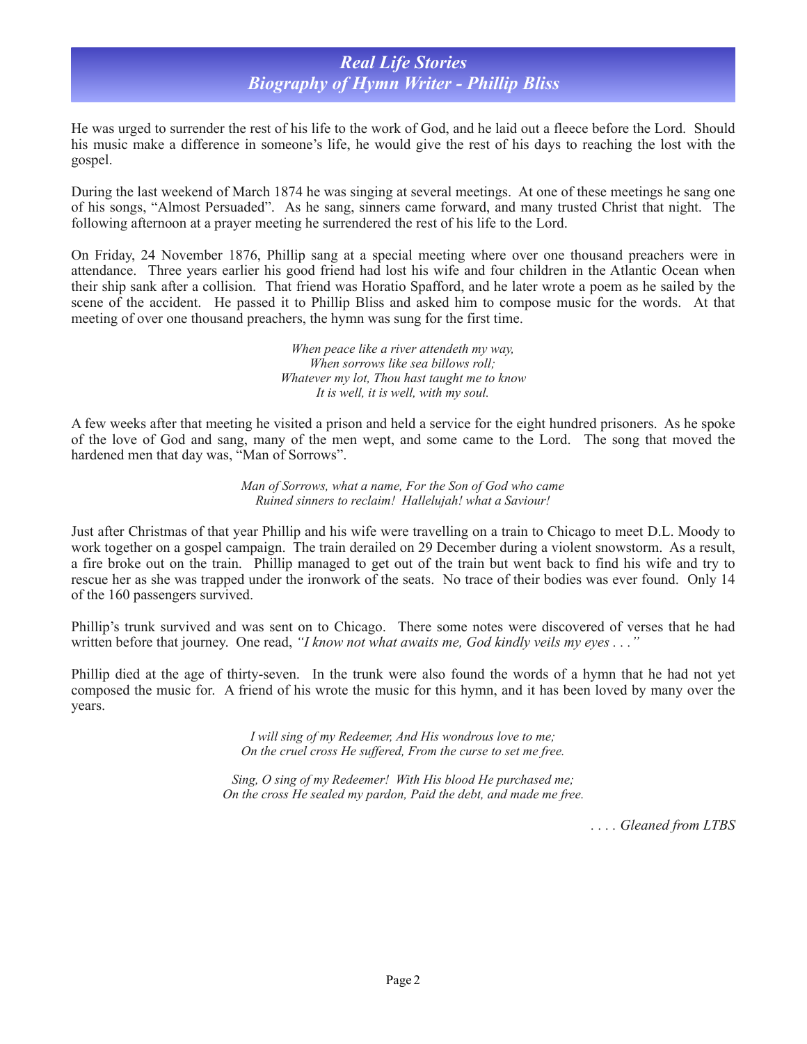## *Real Life Stories*
## *Biography of Hymn Writer - Phillip Bliss*

He was urged to surrender the rest of his life to the work of God, and he laid out a fleece before the Lord. Should his music make a difference in someone's life, he would give the rest of his days to reaching the lost with the gospel.

During the last weekend of March 1874 he was singing at several meetings. At one of these meetings he sang one of his songs, "Almost Persuaded". As he sang, sinners came forward, and many trusted Christ that night. The following afternoon at a prayer meeting he surrendered the rest of his life to the Lord.

On Friday, 24 November 1876, Phillip sang at a special meeting where over one thousand preachers were in attendance. Three years earlier his good friend had lost his wife and four children in the Atlantic Ocean when their ship sank after a collision. That friend was Horatio Spafford, and he later wrote a poem as he sailed by the scene of the accident. He passed it to Phillip Bliss and asked him to compose music for the words. At that meeting of over one thousand preachers, the hymn was sung for the first time.

*When peace like a river attendeth my way,*
*When sorrows like sea billows roll;*
*Whatever my lot, Thou hast taught me to know*
*It is well, it is well, with my soul.*

A few weeks after that meeting he visited a prison and held a service for the eight hundred prisoners. As he spoke of the love of God and sang, many of the men wept, and some came to the Lord. The song that moved the hardened men that day was, "Man of Sorrows".

*Man of Sorrows, what a name, For the Son of God who came*
*Ruined sinners to reclaim! Hallelujah! what a Saviour!*

Just after Christmas of that year Phillip and his wife were travelling on a train to Chicago to meet D.L. Moody to work together on a gospel campaign. The train derailed on 29 December during a violent snowstorm. As a result, a fire broke out on the train. Phillip managed to get out of the train but went back to find his wife and try to rescue her as she was trapped under the ironwork of the seats. No trace of their bodies was ever found. Only 14 of the 160 passengers survived.

Phillip's trunk survived and was sent on to Chicago. There some notes were discovered of verses that he had written before that journey. One read, *"I know not what awaits me, God kindly veils my eyes . . ."*

Phillip died at the age of thirty-seven. In the trunk were also found the words of a hymn that he had not yet composed the music for. A friend of his wrote the music for this hymn, and it has been loved by many over the years.

*I will sing of my Redeemer, And His wondrous love to me;*
*On the cruel cross He suffered, From the curse to set me free.*

*Sing, O sing of my Redeemer! With His blood He purchased me;*
*On the cross He sealed my pardon, Paid the debt, and made me free.*

*. . . . Gleaned from LTBS*